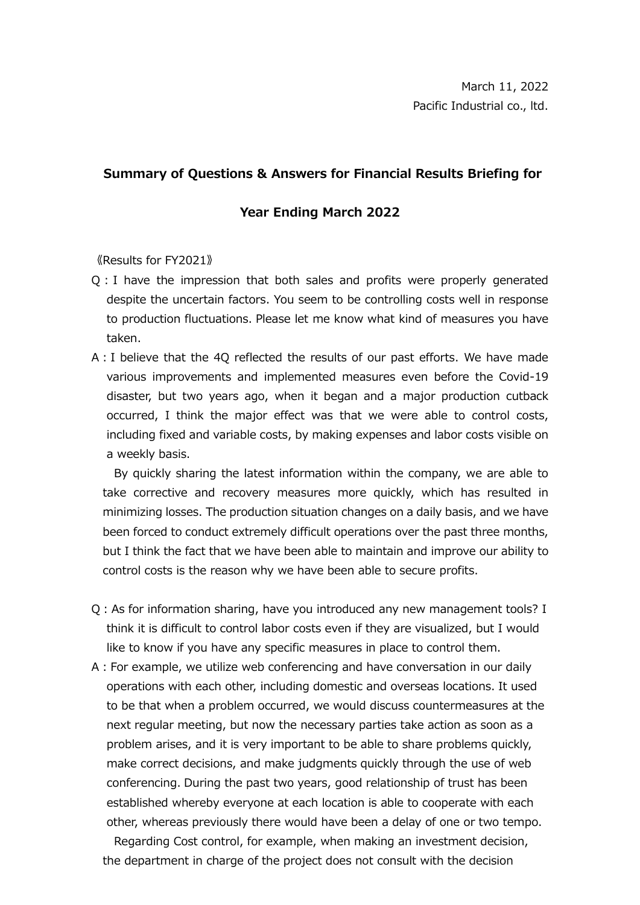March 11, 2022
Pacific Industrial co., ltd.

## Summary of Questions & Answers for Financial Results Briefing for Year Ending March 2022

《Results for FY2021》

Q : I have the impression that both sales and profits were properly generated despite the uncertain factors. You seem to be controlling costs well in response to production fluctuations. Please let me know what kind of measures you have taken.

A : I believe that the 4Q reflected the results of our past efforts. We have made various improvements and implemented measures even before the Covid-19 disaster, but two years ago, when it began and a major production cutback occurred, I think the major effect was that we were able to control costs, including fixed and variable costs, by making expenses and labor costs visible on a weekly basis.

By quickly sharing the latest information within the company, we are able to take corrective and recovery measures more quickly, which has resulted in minimizing losses. The production situation changes on a daily basis, and we have been forced to conduct extremely difficult operations over the past three months, but I think the fact that we have been able to maintain and improve our ability to control costs is the reason why we have been able to secure profits.

Q : As for information sharing, have you introduced any new management tools? I think it is difficult to control labor costs even if they are visualized, but I would like to know if you have any specific measures in place to control them.

A : For example, we utilize web conferencing and have conversation in our daily operations with each other, including domestic and overseas locations. It used to be that when a problem occurred, we would discuss countermeasures at the next regular meeting, but now the necessary parties take action as soon as a problem arises, and it is very important to be able to share problems quickly, make correct decisions, and make judgments quickly through the use of web conferencing. During the past two years, good relationship of trust has been established whereby everyone at each location is able to cooperate with each other, whereas previously there would have been a delay of one or two tempo.

Regarding Cost control, for example, when making an investment decision, the department in charge of the project does not consult with the decision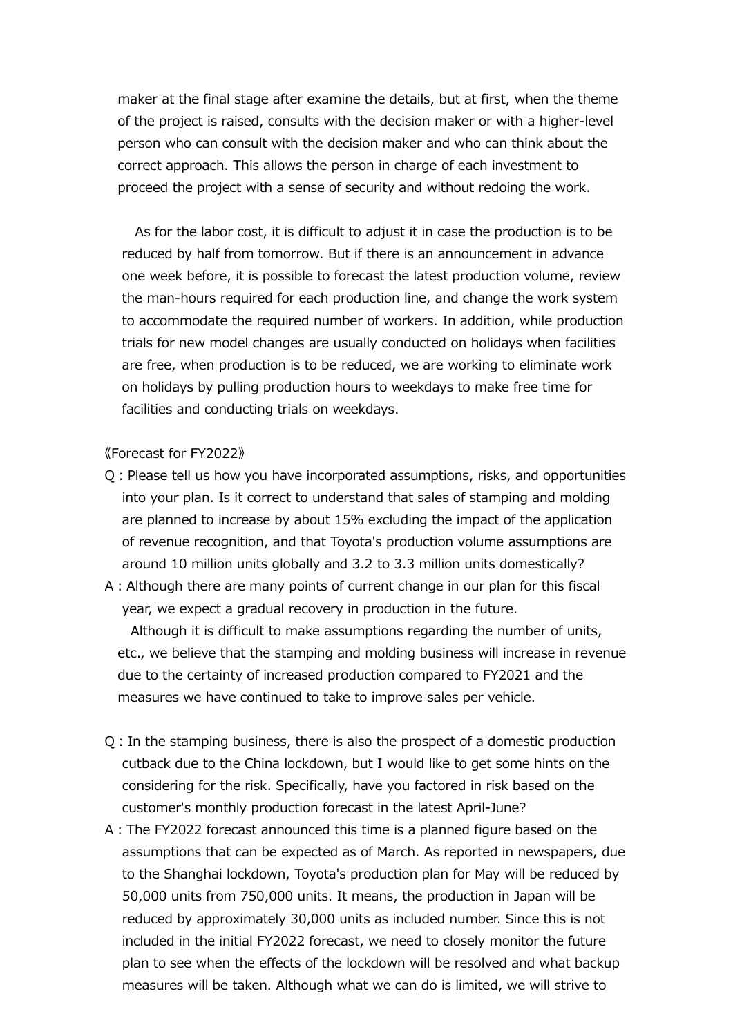maker at the final stage after examine the details, but at first, when the theme of the project is raised, consults with the decision maker or with a higher-level person who can consult with the decision maker and who can think about the correct approach. This allows the person in charge of each investment to proceed the project with a sense of security and without redoing the work.

As for the labor cost, it is difficult to adjust it in case the production is to be reduced by half from tomorrow. But if there is an announcement in advance one week before, it is possible to forecast the latest production volume, review the man-hours required for each production line, and change the work system to accommodate the required number of workers. In addition, while production trials for new model changes are usually conducted on holidays when facilities are free, when production is to be reduced, we are working to eliminate work on holidays by pulling production hours to weekdays to make free time for facilities and conducting trials on weekdays.

《Forecast for FY2022》

Q : Please tell us how you have incorporated assumptions, risks, and opportunities into your plan. Is it correct to understand that sales of stamping and molding are planned to increase by about 15% excluding the impact of the application of revenue recognition, and that Toyota's production volume assumptions are around 10 million units globally and 3.2 to 3.3 million units domestically?

A : Although there are many points of current change in our plan for this fiscal year, we expect a gradual recovery in production in the future.
Although it is difficult to make assumptions regarding the number of units, etc., we believe that the stamping and molding business will increase in revenue due to the certainty of increased production compared to FY2021 and the measures we have continued to take to improve sales per vehicle.

Q : In the stamping business, there is also the prospect of a domestic production cutback due to the China lockdown, but I would like to get some hints on the considering for the risk. Specifically, have you factored in risk based on the customer's monthly production forecast in the latest April-June?

A : The FY2022 forecast announced this time is a planned figure based on the assumptions that can be expected as of March. As reported in newspapers, due to the Shanghai lockdown, Toyota's production plan for May will be reduced by 50,000 units from 750,000 units. It means, the production in Japan will be reduced by approximately 30,000 units as included number. Since this is not included in the initial FY2022 forecast, we need to closely monitor the future plan to see when the effects of the lockdown will be resolved and what backup measures will be taken. Although what we can do is limited, we will strive to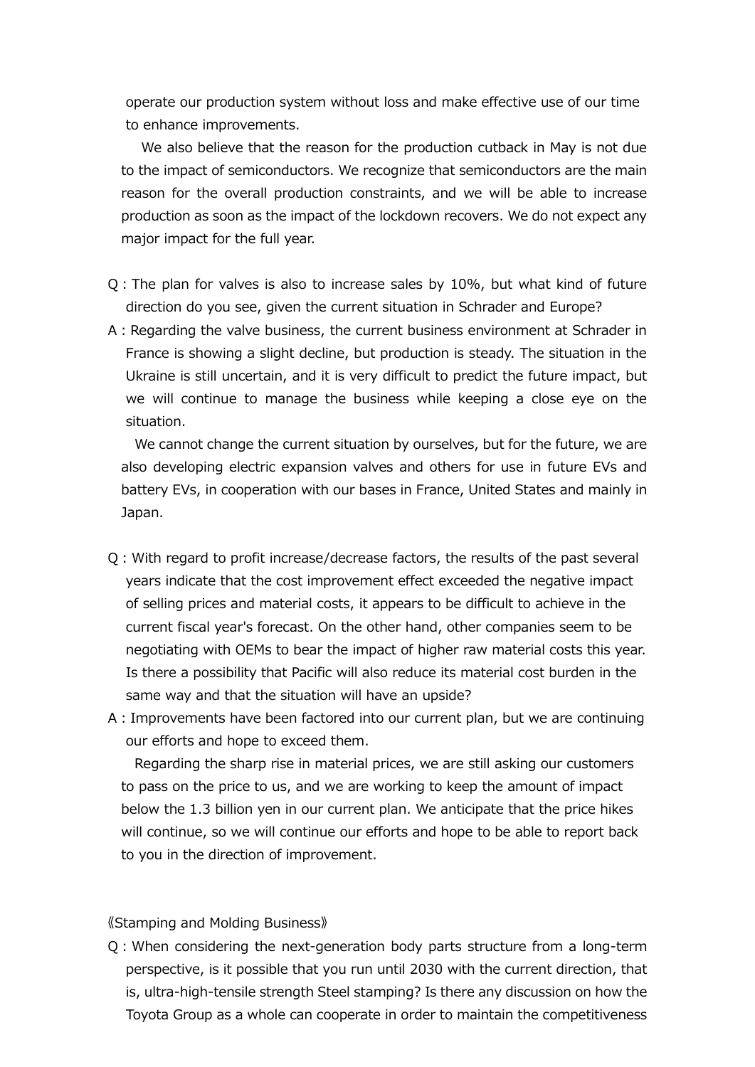operate our production system without loss and make effective use of our time to enhance improvements.

We also believe that the reason for the production cutback in May is not due to the impact of semiconductors. We recognize that semiconductors are the main reason for the overall production constraints, and we will be able to increase production as soon as the impact of the lockdown recovers. We do not expect any major impact for the full year.

Q : The plan for valves is also to increase sales by 10%, but what kind of future direction do you see, given the current situation in Schrader and Europe?

A : Regarding the valve business, the current business environment at Schrader in France is showing a slight decline, but production is steady. The situation in the Ukraine is still uncertain, and it is very difficult to predict the future impact, but we will continue to manage the business while keeping a close eye on the situation.

We cannot change the current situation by ourselves, but for the future, we are also developing electric expansion valves and others for use in future EVs and battery EVs, in cooperation with our bases in France, United States and mainly in Japan.

Q : With regard to profit increase/decrease factors, the results of the past several years indicate that the cost improvement effect exceeded the negative impact of selling prices and material costs, it appears to be difficult to achieve in the current fiscal year's forecast. On the other hand, other companies seem to be negotiating with OEMs to bear the impact of higher raw material costs this year. Is there a possibility that Pacific will also reduce its material cost burden in the same way and that the situation will have an upside?

A : Improvements have been factored into our current plan, but we are continuing our efforts and hope to exceed them.

Regarding the sharp rise in material prices, we are still asking our customers to pass on the price to us, and we are working to keep the amount of impact below the 1.3 billion yen in our current plan. We anticipate that the price hikes will continue, so we will continue our efforts and hope to be able to report back to you in the direction of improvement.

《Stamping and Molding Business》

Q : When considering the next-generation body parts structure from a long-term perspective, is it possible that you run until 2030 with the current direction, that is, ultra-high-tensile strength Steel stamping? Is there any discussion on how the Toyota Group as a whole can cooperate in order to maintain the competitiveness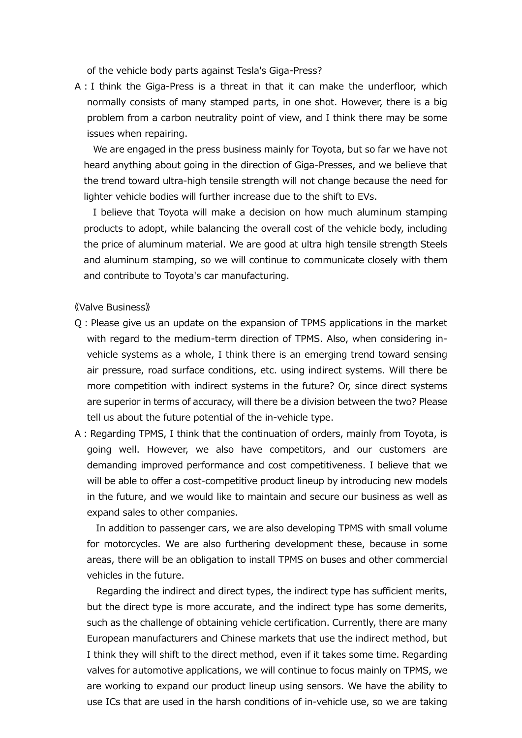of the vehicle body parts against Tesla's Giga-Press?

A : I think the Giga-Press is a threat in that it can make the underfloor, which normally consists of many stamped parts, in one shot. However, there is a big problem from a carbon neutrality point of view, and I think there may be some issues when repairing.

We are engaged in the press business mainly for Toyota, but so far we have not heard anything about going in the direction of Giga-Presses, and we believe that the trend toward ultra-high tensile strength will not change because the need for lighter vehicle bodies will further increase due to the shift to EVs.

I believe that Toyota will make a decision on how much aluminum stamping products to adopt, while balancing the overall cost of the vehicle body, including the price of aluminum material. We are good at ultra high tensile strength Steels and aluminum stamping, so we will continue to communicate closely with them and contribute to Toyota's car manufacturing.

《Valve Business》

Q : Please give us an update on the expansion of TPMS applications in the market with regard to the medium-term direction of TPMS. Also, when considering in-vehicle systems as a whole, I think there is an emerging trend toward sensing air pressure, road surface conditions, etc. using indirect systems. Will there be more competition with indirect systems in the future? Or, since direct systems are superior in terms of accuracy, will there be a division between the two? Please tell us about the future potential of the in-vehicle type.

A : Regarding TPMS, I think that the continuation of orders, mainly from Toyota, is going well. However, we also have competitors, and our customers are demanding improved performance and cost competitiveness. I believe that we will be able to offer a cost-competitive product lineup by introducing new models in the future, and we would like to maintain and secure our business as well as expand sales to other companies.

In addition to passenger cars, we are also developing TPMS with small volume for motorcycles. We are also furthering development these, because in some areas, there will be an obligation to install TPMS on buses and other commercial vehicles in the future.

Regarding the indirect and direct types, the indirect type has sufficient merits, but the direct type is more accurate, and the indirect type has some demerits, such as the challenge of obtaining vehicle certification. Currently, there are many European manufacturers and Chinese markets that use the indirect method, but I think they will shift to the direct method, even if it takes some time. Regarding valves for automotive applications, we will continue to focus mainly on TPMS, we are working to expand our product lineup using sensors. We have the ability to use ICs that are used in the harsh conditions of in-vehicle use, so we are taking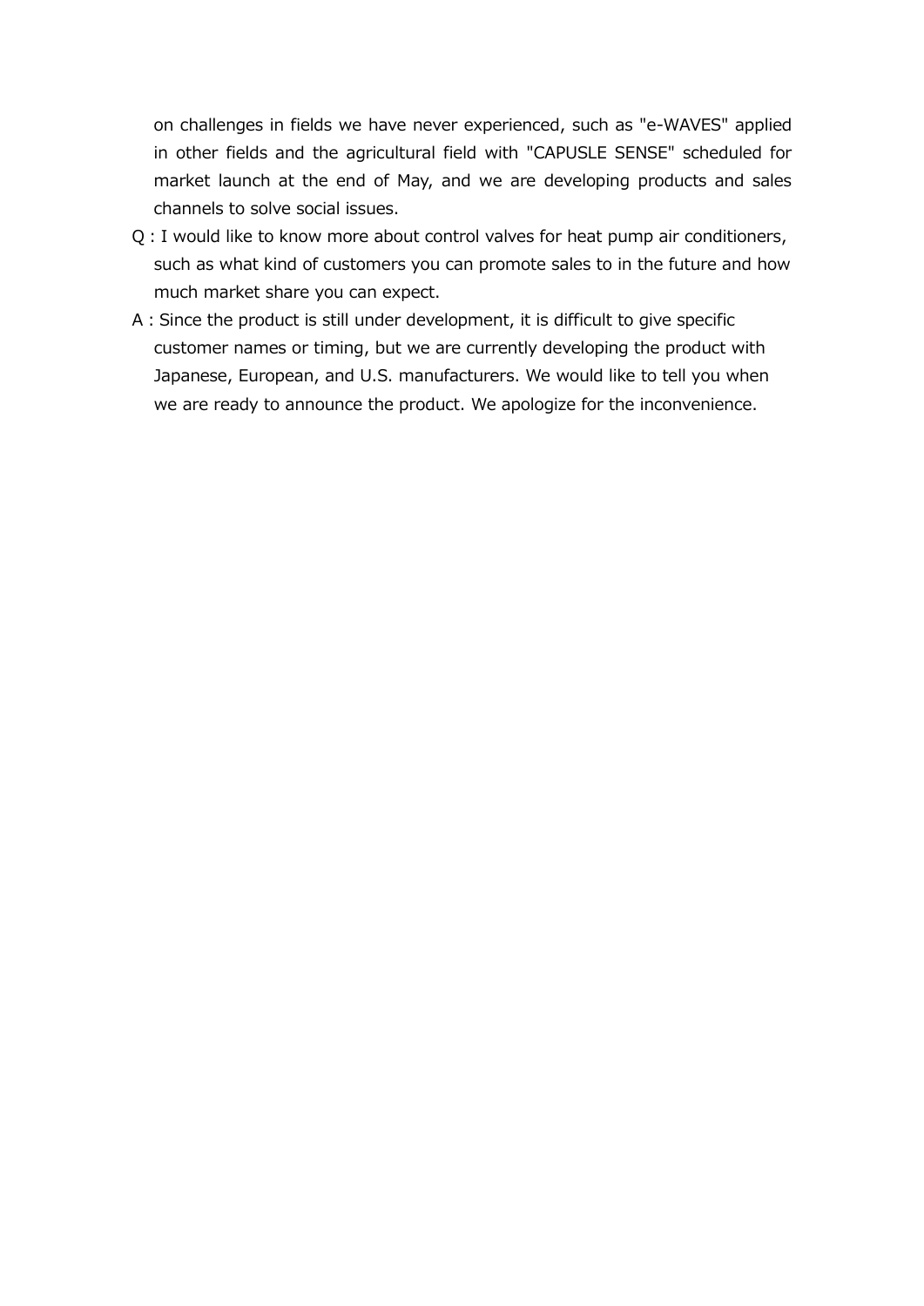on challenges in fields we have never experienced, such as "e-WAVES" applied in other fields and the agricultural field with "CAPUSLE SENSE" scheduled for market launch at the end of May, and we are developing products and sales channels to solve social issues.

Q : I would like to know more about control valves for heat pump air conditioners, such as what kind of customers you can promote sales to in the future and how much market share you can expect.

A : Since the product is still under development, it is difficult to give specific customer names or timing, but we are currently developing the product with Japanese, European, and U.S. manufacturers. We would like to tell you when we are ready to announce the product. We apologize for the inconvenience.